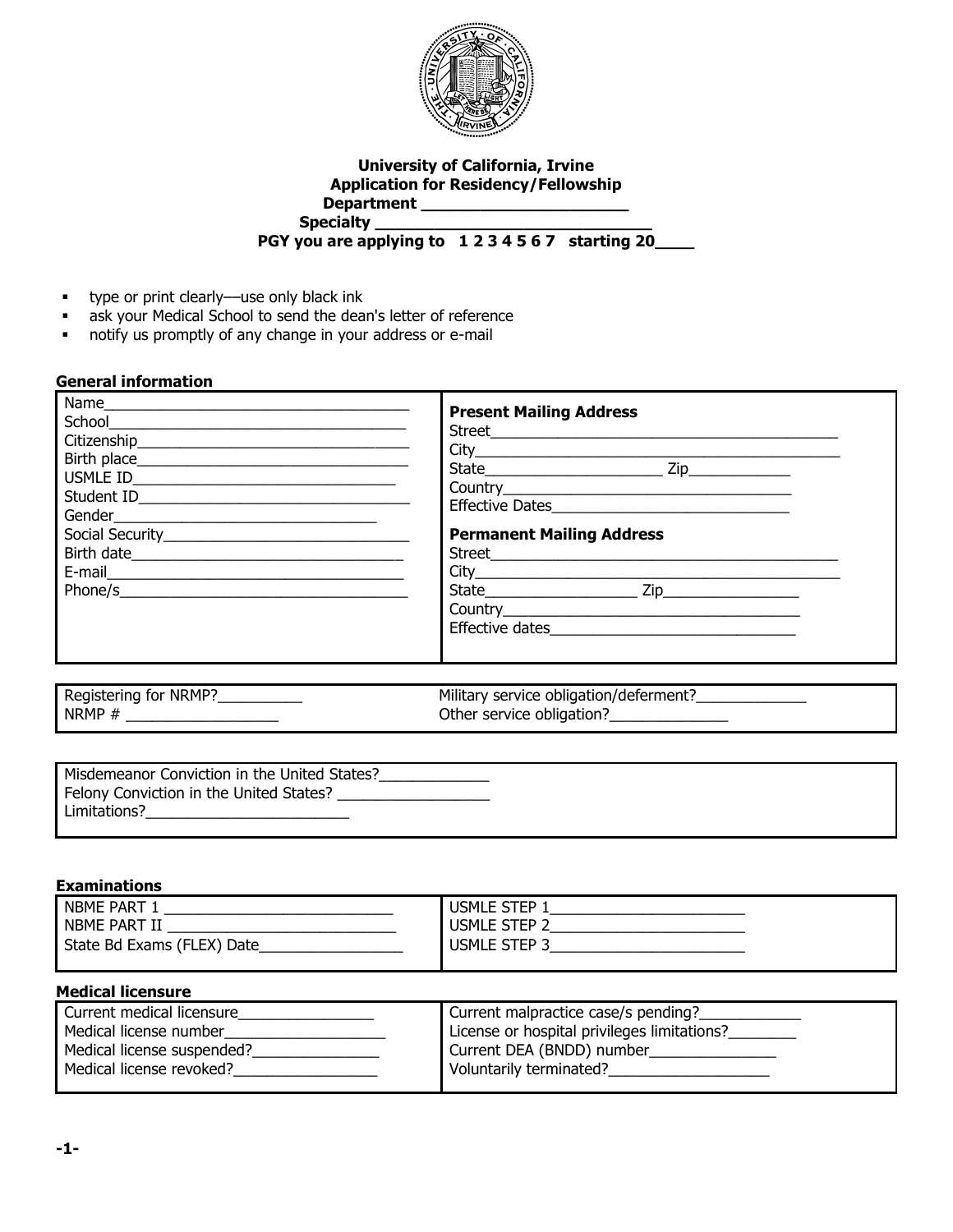**University of California, Irvine**
**Application for Residency/Fellowship**
**Department ______________________**
**Specialty ____________________________**
**PGY you are applying to 1 2 3 4 5 6 7 starting 20____**

- type or print clearly—use only black ink
- ask your Medical School to send the dean's letter of reference
- notify us promptly of any change in your address or e-mail

**General information**

| | |
|---|---|
| Name___________________________________ | **Present Mailing Address** |
| School__________________________________ | Street__________________________________________ |
| Citizenship______________________________ | City____________________________________________ |
| Birth place______________________________ | State_____________________ Zip____________ |
| USMLE ID_______________________________ | Country__________________________________ |
| Student ID_______________________________ | Effective Dates____________________________ |
| Gender_______________________________ | **Permanent Mailing Address** |
| Social Security____________________________ | Street__________________________________________ |
| Birth date________________________________ | City____________________________________________ |
| E-mail___________________________________ | State__________________ Zip________________ |
| Phone/s_________________________________ | Country____________________________________ |
| | Effective dates_____________________________ |

| | |
|---|---|
| Registering for NRMP?__________ | Military service obligation/deferment?_____________ |
| NRMP # _________________ | Other service obligation?______________ |

| |
|---|
| Misdemeanor Conviction in the United States?_____________ |
| Felony Conviction in the United States? _________________ |
| Limitations?________________________ |

**Examinations**

| | |
|---|---|
| NBME PART 1 ___________________________ | USMLE STEP 1_______________________ |
| NBME PART II ___________________________ | USMLE STEP 2_______________________ |
| State Bd Exams (FLEX) Date_________________ | USMLE STEP 3_______________________ |

**Medical licensure**

| | |
|---|---|
| Current medical licensure________________ | Current malpractice case/s pending?____________ |
| Medical license number___________________ | License or hospital privileges limitations?________ |
| Medical license suspended?_______________ | Current DEA (BNDD) number_______________ |
| Medical license revoked?_________________ | Voluntarily terminated?___________________ |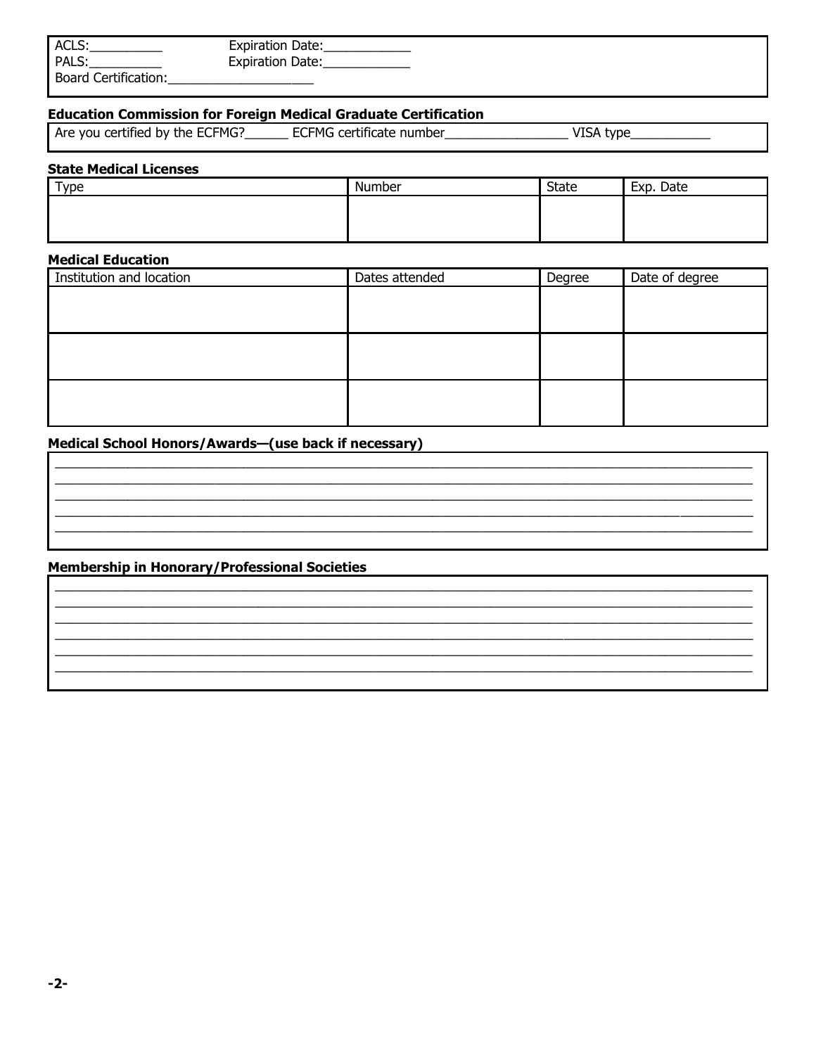ACLS:__________ Expiration Date:____________
PALS:__________ Expiration Date:____________
Board Certification:____________________

**Education Commission for Foreign Medical Graduate Certification**

Are you certified by the ECFMG?______ ECFMG certificate number_________________ VISA type___________

**State Medical Licenses**

| Type | Number | State | Exp. Date |
|---|---|---|---|
| | | | |

**Medical Education**

| Institution and location | Dates attended | Degree | Date of degree |
|---|---|---|---|
| | | | |
| | | | |
| | | | |

**Medical School Honors/Awards—(use back if necessary)**

______________________________________________________________________________
______________________________________________________________________________
______________________________________________________________________________
______________________________________________________________________________
______________________________________________________________________________

**Membership in Honorary/Professional Societies**

______________________________________________________________________________
______________________________________________________________________________
______________________________________________________________________________
______________________________________________________________________________
______________________________________________________________________________
______________________________________________________________________________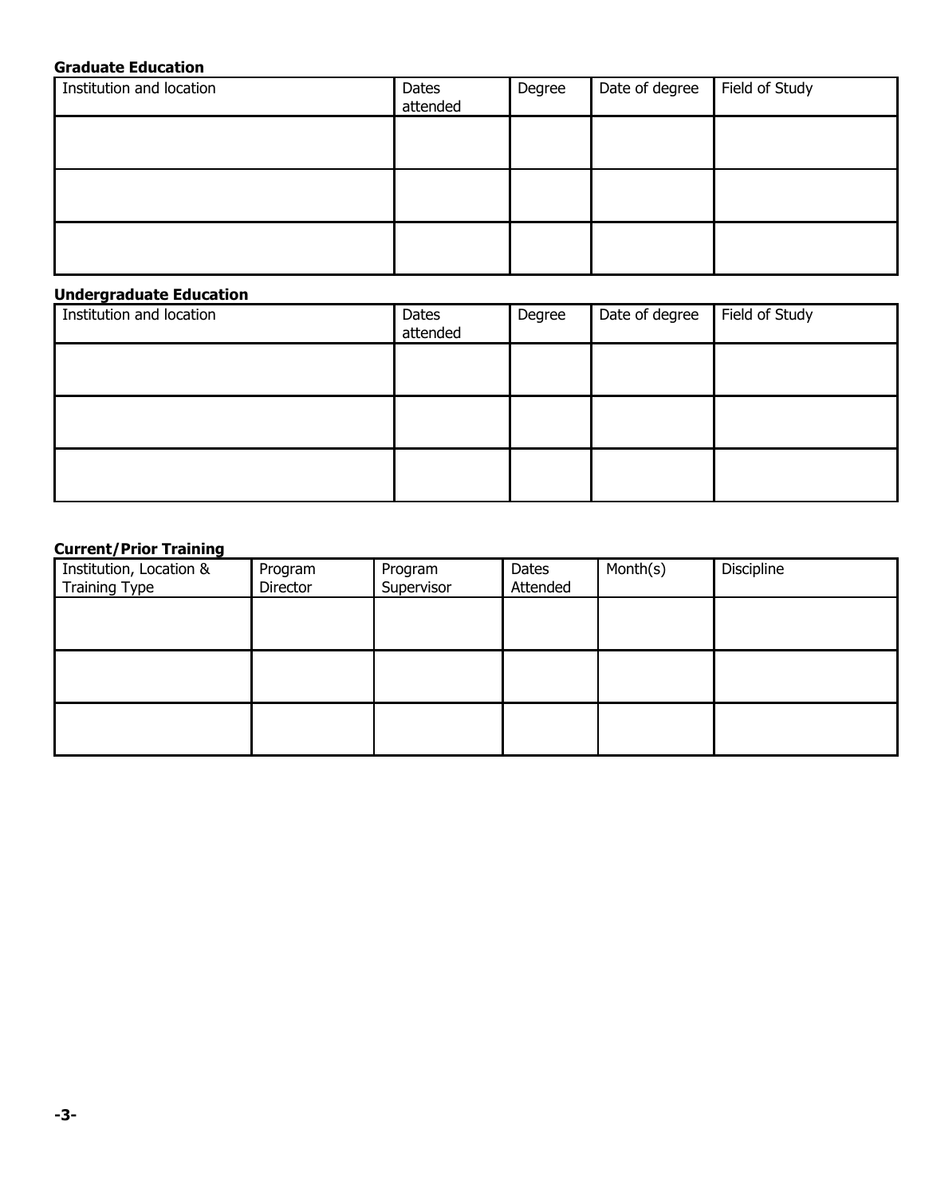**Graduate Education**

| Institution and location | Dates attended | Degree | Date of degree | Field of Study |
|---|---|---|---|---|
| | | | | |
| | | | | |
| | | | | |

**Undergraduate Education**

| Institution and location | Dates attended | Degree | Date of degree | Field of Study |
|---|---|---|---|---|
| | | | | |
| | | | | |
| | | | | |

**Current/Prior Training**

| Institution, Location & Training Type | Program Director | Program Supervisor | Dates Attended | Month(s) | Discipline |
|---|---|---|---|---|---|
| | | | | | |
| | | | | | |
| | | | | | |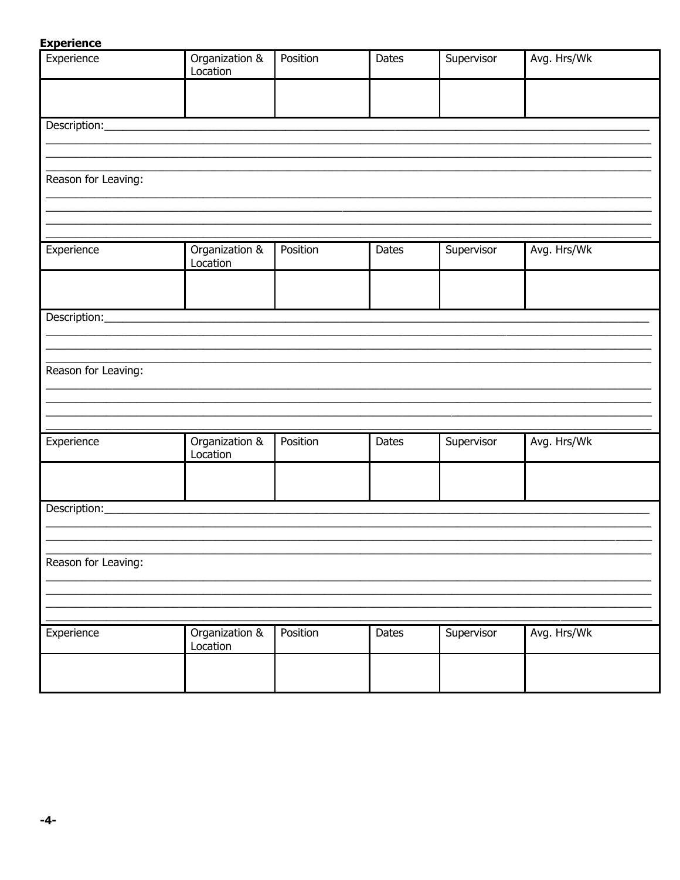**Experience**

| Experience | Organization & Location | Position | Dates | Supervisor | Avg. Hrs/Wk |
| --- | --- | --- | --- | --- | --- |
| | | | | | |

Description:\_\_\_\_\_\_\_\_\_\_\_\_\_\_\_\_\_\_\_\_\_\_\_\_\_\_\_\_\_\_\_\_\_\_\_\_\_\_\_\_\_\_\_\_\_\_\_\_\_\_\_\_\_\_\_\_\_\_\_\_\_\_\_\_\_\_\_\_\_\_\_\_\_\_\_\_\_\_

\_\_\_\_\_\_\_\_\_\_\_\_\_\_\_\_\_\_\_\_\_\_\_\_\_\_\_\_\_\_\_\_\_\_\_\_\_\_\_\_\_\_\_\_\_\_\_\_\_\_\_\_\_\_\_\_\_\_\_\_\_\_\_\_\_\_\_\_\_\_\_\_\_\_\_\_\_\_\_\_\_\_\_\_\_\_\_\_\_\_

\_\_\_\_\_\_\_\_\_\_\_\_\_\_\_\_\_\_\_\_\_\_\_\_\_\_\_\_\_\_\_\_\_\_\_\_\_\_\_\_\_\_\_\_\_\_\_\_\_\_\_\_\_\_\_\_\_\_\_\_\_\_\_\_\_\_\_\_\_\_\_\_\_\_\_\_\_\_\_\_\_\_\_\_\_\_\_\_\_\_

\_\_\_\_\_\_\_\_\_\_\_\_\_\_\_\_\_\_\_\_\_\_\_\_\_\_\_\_\_\_\_\_\_\_\_\_\_\_\_\_\_\_\_\_\_\_\_\_\_\_\_\_\_\_\_\_\_\_\_\_\_\_\_\_\_\_\_\_\_\_\_\_\_\_\_\_\_\_\_\_\_\_\_\_\_\_\_\_\_\_

Reason for Leaving:

\_\_\_\_\_\_\_\_\_\_\_\_\_\_\_\_\_\_\_\_\_\_\_\_\_\_\_\_\_\_\_\_\_\_\_\_\_\_\_\_\_\_\_\_\_\_\_\_\_\_\_\_\_\_\_\_\_\_\_\_\_\_\_\_\_\_\_\_\_\_\_\_\_\_\_\_\_\_\_\_\_\_\_\_\_\_\_\_\_\_

\_\_\_\_\_\_\_\_\_\_\_\_\_\_\_\_\_\_\_\_\_\_\_\_\_\_\_\_\_\_\_\_\_\_\_\_\_\_\_\_\_\_\_\_\_\_\_\_\_\_\_\_\_\_\_\_\_\_\_\_\_\_\_\_\_\_\_\_\_\_\_\_\_\_\_\_\_\_\_\_\_\_\_\_\_\_\_\_\_\_

\_\_\_\_\_\_\_\_\_\_\_\_\_\_\_\_\_\_\_\_\_\_\_\_\_\_\_\_\_\_\_\_\_\_\_\_\_\_\_\_\_\_\_\_\_\_\_\_\_\_\_\_\_\_\_\_\_\_\_\_\_\_\_\_\_\_\_\_\_\_\_\_\_\_\_\_\_\_\_\_\_\_\_\_\_\_\_\_\_\_

\_\_\_\_\_\_\_\_\_\_\_\_\_\_\_\_\_\_\_\_\_\_\_\_\_\_\_\_\_\_\_\_\_\_\_\_\_\_\_\_\_\_\_\_\_\_\_\_\_\_\_\_\_\_\_\_\_\_\_\_\_\_\_\_\_\_\_\_\_\_\_\_\_\_\_\_\_\_\_\_\_\_\_\_\_\_\_\_\_\_

| Experience | Organization & Location | Position | Dates | Supervisor | Avg. Hrs/Wk |
| --- | --- | --- | --- | --- | --- |
| | | | | | |

Description:\_\_\_\_\_\_\_\_\_\_\_\_\_\_\_\_\_\_\_\_\_\_\_\_\_\_\_\_\_\_\_\_\_\_\_\_\_\_\_\_\_\_\_\_\_\_\_\_\_\_\_\_\_\_\_\_\_\_\_\_\_\_\_\_\_\_\_\_\_\_\_\_\_\_\_\_\_\_

\_\_\_\_\_\_\_\_\_\_\_\_\_\_\_\_\_\_\_\_\_\_\_\_\_\_\_\_\_\_\_\_\_\_\_\_\_\_\_\_\_\_\_\_\_\_\_\_\_\_\_\_\_\_\_\_\_\_\_\_\_\_\_\_\_\_\_\_\_\_\_\_\_\_\_\_\_\_\_\_\_\_\_\_\_\_\_\_\_\_

\_\_\_\_\_\_\_\_\_\_\_\_\_\_\_\_\_\_\_\_\_\_\_\_\_\_\_\_\_\_\_\_\_\_\_\_\_\_\_\_\_\_\_\_\_\_\_\_\_\_\_\_\_\_\_\_\_\_\_\_\_\_\_\_\_\_\_\_\_\_\_\_\_\_\_\_\_\_\_\_\_\_\_\_\_\_\_\_\_\_

\_\_\_\_\_\_\_\_\_\_\_\_\_\_\_\_\_\_\_\_\_\_\_\_\_\_\_\_\_\_\_\_\_\_\_\_\_\_\_\_\_\_\_\_\_\_\_\_\_\_\_\_\_\_\_\_\_\_\_\_\_\_\_\_\_\_\_\_\_\_\_\_\_\_\_\_\_\_\_\_\_\_\_\_\_\_\_\_\_\_

Reason for Leaving:

\_\_\_\_\_\_\_\_\_\_\_\_\_\_\_\_\_\_\_\_\_\_\_\_\_\_\_\_\_\_\_\_\_\_\_\_\_\_\_\_\_\_\_\_\_\_\_\_\_\_\_\_\_\_\_\_\_\_\_\_\_\_\_\_\_\_\_\_\_\_\_\_\_\_\_\_\_\_\_\_\_\_\_\_\_\_\_\_\_\_

\_\_\_\_\_\_\_\_\_\_\_\_\_\_\_\_\_\_\_\_\_\_\_\_\_\_\_\_\_\_\_\_\_\_\_\_\_\_\_\_\_\_\_\_\_\_\_\_\_\_\_\_\_\_\_\_\_\_\_\_\_\_\_\_\_\_\_\_\_\_\_\_\_\_\_\_\_\_\_\_\_\_\_\_\_\_\_\_\_\_

\_\_\_\_\_\_\_\_\_\_\_\_\_\_\_\_\_\_\_\_\_\_\_\_\_\_\_\_\_\_\_\_\_\_\_\_\_\_\_\_\_\_\_\_\_\_\_\_\_\_\_\_\_\_\_\_\_\_\_\_\_\_\_\_\_\_\_\_\_\_\_\_\_\_\_\_\_\_\_\_\_\_\_\_\_\_\_\_\_\_

\_\_\_\_\_\_\_\_\_\_\_\_\_\_\_\_\_\_\_\_\_\_\_\_\_\_\_\_\_\_\_\_\_\_\_\_\_\_\_\_\_\_\_\_\_\_\_\_\_\_\_\_\_\_\_\_\_\_\_\_\_\_\_\_\_\_\_\_\_\_\_\_\_\_\_\_\_\_\_\_\_\_\_\_\_\_\_\_\_\_

| Experience | Organization & Location | Position | Dates | Supervisor | Avg. Hrs/Wk |
| --- | --- | --- | --- | --- | --- |
| | | | | | |

Description:\_\_\_\_\_\_\_\_\_\_\_\_\_\_\_\_\_\_\_\_\_\_\_\_\_\_\_\_\_\_\_\_\_\_\_\_\_\_\_\_\_\_\_\_\_\_\_\_\_\_\_\_\_\_\_\_\_\_\_\_\_\_\_\_\_\_\_\_\_\_\_\_\_\_\_\_\_\_

\_\_\_\_\_\_\_\_\_\_\_\_\_\_\_\_\_\_\_\_\_\_\_\_\_\_\_\_\_\_\_\_\_\_\_\_\_\_\_\_\_\_\_\_\_\_\_\_\_\_\_\_\_\_\_\_\_\_\_\_\_\_\_\_\_\_\_\_\_\_\_\_\_\_\_\_\_\_\_\_\_\_\_\_\_\_\_\_\_\_

\_\_\_\_\_\_\_\_\_\_\_\_\_\_\_\_\_\_\_\_\_\_\_\_\_\_\_\_\_\_\_\_\_\_\_\_\_\_\_\_\_\_\_\_\_\_\_\_\_\_\_\_\_\_\_\_\_\_\_\_\_\_\_\_\_\_\_\_\_\_\_\_\_\_\_\_\_\_\_\_\_\_\_\_\_\_\_\_\_\_

\_\_\_\_\_\_\_\_\_\_\_\_\_\_\_\_\_\_\_\_\_\_\_\_\_\_\_\_\_\_\_\_\_\_\_\_\_\_\_\_\_\_\_\_\_\_\_\_\_\_\_\_\_\_\_\_\_\_\_\_\_\_\_\_\_\_\_\_\_\_\_\_\_\_\_\_\_\_\_\_\_\_\_\_\_\_\_\_\_\_

Reason for Leaving:

\_\_\_\_\_\_\_\_\_\_\_\_\_\_\_\_\_\_\_\_\_\_\_\_\_\_\_\_\_\_\_\_\_\_\_\_\_\_\_\_\_\_\_\_\_\_\_\_\_\_\_\_\_\_\_\_\_\_\_\_\_\_\_\_\_\_\_\_\_\_\_\_\_\_\_\_\_\_\_\_\_\_\_\_\_\_\_\_\_\_

\_\_\_\_\_\_\_\_\_\_\_\_\_\_\_\_\_\_\_\_\_\_\_\_\_\_\_\_\_\_\_\_\_\_\_\_\_\_\_\_\_\_\_\_\_\_\_\_\_\_\_\_\_\_\_\_\_\_\_\_\_\_\_\_\_\_\_\_\_\_\_\_\_\_\_\_\_\_\_\_\_\_\_\_\_\_\_\_\_\_

\_\_\_\_\_\_\_\_\_\_\_\_\_\_\_\_\_\_\_\_\_\_\_\_\_\_\_\_\_\_\_\_\_\_\_\_\_\_\_\_\_\_\_\_\_\_\_\_\_\_\_\_\_\_\_\_\_\_\_\_\_\_\_\_\_\_\_\_\_\_\_\_\_\_\_\_\_\_\_\_\_\_\_\_\_\_\_\_\_\_

\_\_\_\_\_\_\_\_\_\_\_\_\_\_\_\_\_\_\_\_\_\_\_\_\_\_\_\_\_\_\_\_\_\_\_\_\_\_\_\_\_\_\_\_\_\_\_\_\_\_\_\_\_\_\_\_\_\_\_\_\_\_\_\_\_\_\_\_\_\_\_\_\_\_\_\_\_\_\_\_\_\_\_\_\_\_\_\_\_\_

| Experience | Organization & Location | Position | Dates | Supervisor | Avg. Hrs/Wk |
| --- | --- | --- | --- | --- | --- |
| | | | | | |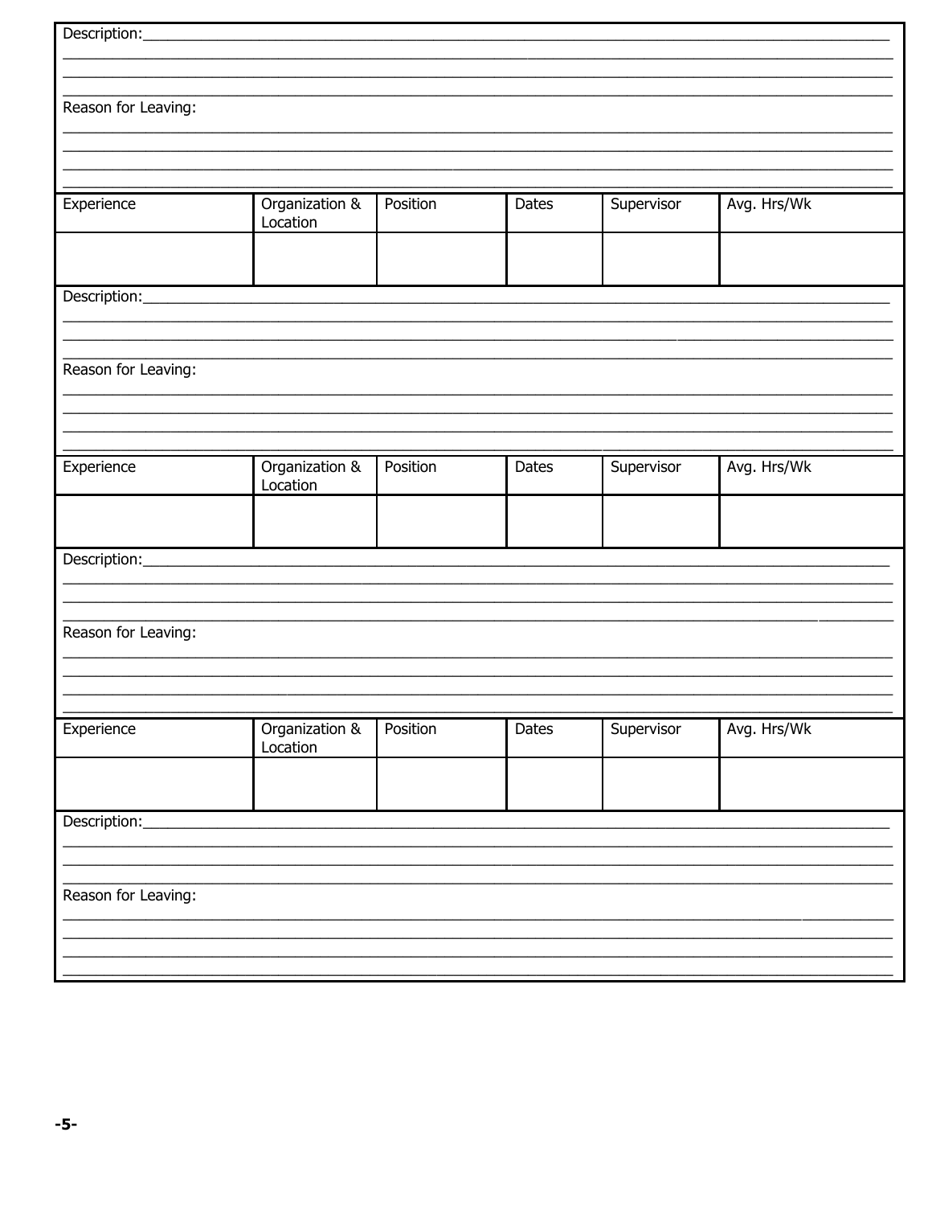Description:

Reason for Leaving:

| Experience | Organization & Location | Position | Dates | Supervisor | Avg. Hrs/Wk |
|---|---|---|---|---|---|
| | | | | | |

Description:

Reason for Leaving:

| Experience | Organization & Location | Position | Dates | Supervisor | Avg. Hrs/Wk |
|---|---|---|---|---|---|
| | | | | | |

Description:

Reason for Leaving:

| Experience | Organization & Location | Position | Dates | Supervisor | Avg. Hrs/Wk |
|---|---|---|---|---|---|
| | | | | | |

Description:

Reason for Leaving: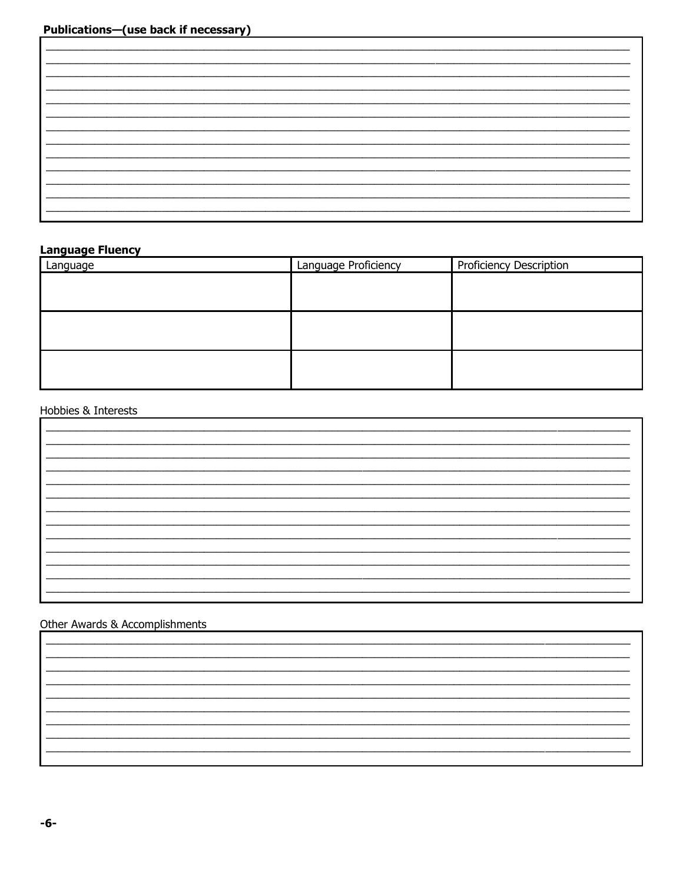**Publications—(use back if necessary)**

**Language Fluency**

| Language | Language Proficiency | Proficiency Description |
| --- | --- | --- |
| | | |
| | | |
| | | |

Hobbies & Interests

Other Awards & Accomplishments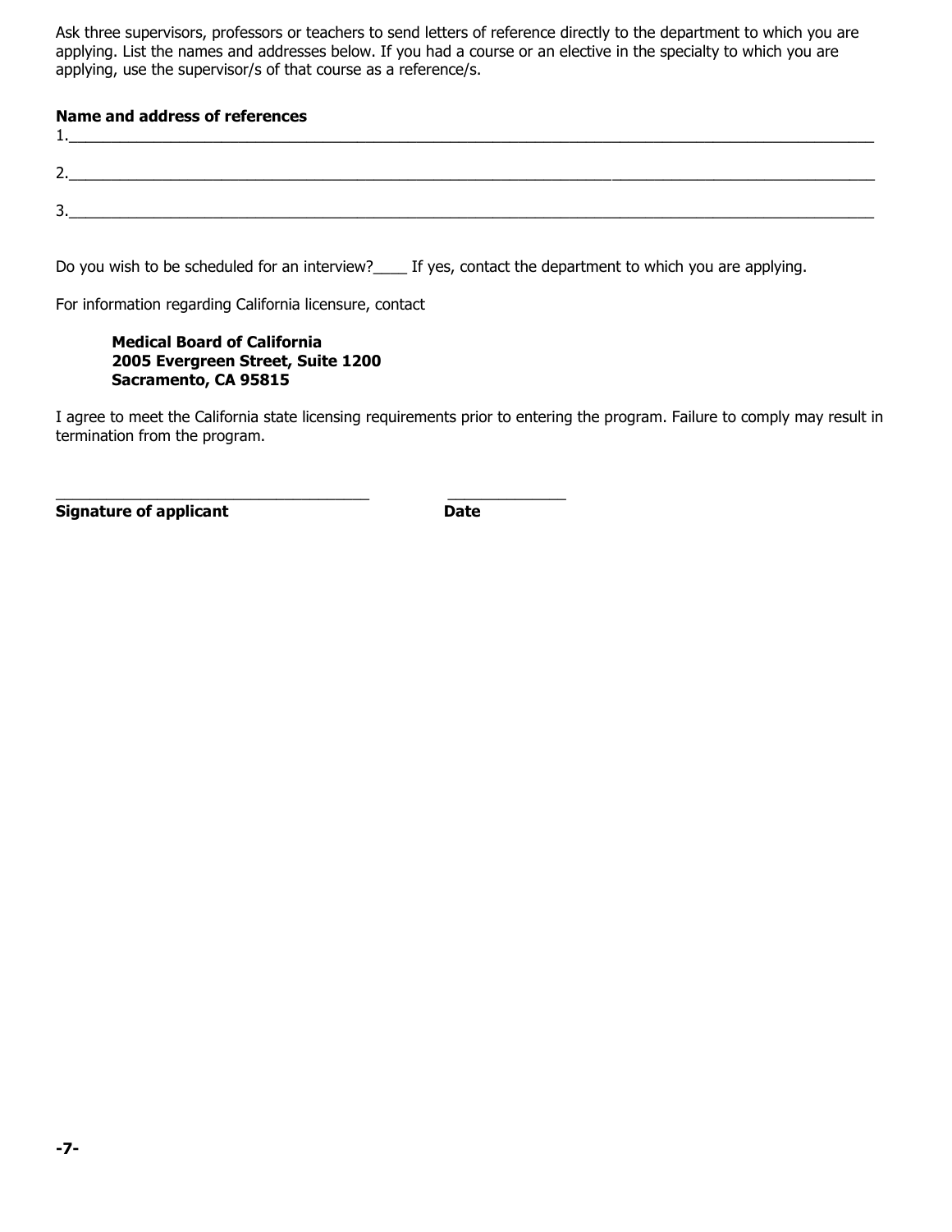Ask three supervisors, professors or teachers to send letters of reference directly to the department to which you are applying. List the names and addresses below. If you had a course or an elective in the specialty to which you are applying, use the supervisor/s of that course as a reference/s.

**Name and address of references**

1.\_\_\_\_\_\_\_\_\_\_\_\_\_\_\_\_\_\_\_\_\_\_\_\_\_\_\_\_\_\_\_\_\_\_\_\_\_\_\_\_\_\_\_\_\_\_\_\_\_\_\_\_\_\_\_\_\_\_\_\_\_\_\_\_\_\_\_\_\_\_\_\_\_\_\_\_\_\_

2.\_\_\_\_\_\_\_\_\_\_\_\_\_\_\_\_\_\_\_\_\_\_\_\_\_\_\_\_\_\_\_\_\_\_\_\_\_\_\_\_\_\_\_\_\_\_\_\_\_\_\_\_\_\_\_\_\_\_\_\_\_\_\_\_\_\_\_\_\_\_\_\_\_\_\_\_\_\_

3.\_\_\_\_\_\_\_\_\_\_\_\_\_\_\_\_\_\_\_\_\_\_\_\_\_\_\_\_\_\_\_\_\_\_\_\_\_\_\_\_\_\_\_\_\_\_\_\_\_\_\_\_\_\_\_\_\_\_\_\_\_\_\_\_\_\_\_\_\_\_\_\_\_\_\_\_\_\_

Do you wish to be scheduled for an interview?\_\_\_\_ If yes, contact the department to which you are applying.

For information regarding California licensure, contact

> **Medical Board of California**
> **2005 Evergreen Street, Suite 1200**
> **Sacramento, CA 95815**

I agree to meet the California state licensing requirements prior to entering the program. Failure to comply may result in termination from the program.

\_\_\_\_\_\_\_\_\_\_\_\_\_\_\_\_\_\_\_\_\_\_\_\_\_\_\_\_\_\_\_\_\_\_\_\_ \_\_\_\_\_\_\_\_\_\_\_\_\_\_

**Signature of applicant** **Date**